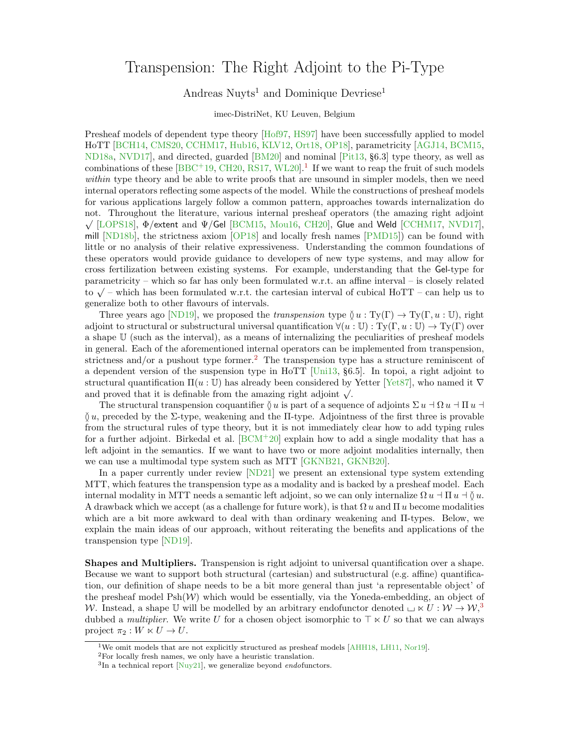# Transpension: The Right Adjoint to the Pi-Type

Andreas Nuyts[1] and Dominique Devriese[1]

imec-DistriNet, KU Leuven, Belgium

Presheaf models of dependent type theory [Hof97, HS97] have been successfully applied to model HoTT [BCH14, CMS20, CCHM17, Hub16, KLV12, Ort18, OP18], parametricity [AGJ14, BCM15, ND18a, NVD17], and directed, guarded [BM20] and nominal [Pit13, §6.3] type theory, as well as combinations of these [BBC+19, CH20, RS17, WL20].[1] If we want to reap the fruit of such models *within* type theory and be able to write proofs that are unsound in simpler models, then we need internal operators reflecting some aspects of the model. While the constructions of presheaf models for various applications largely follow a common pattern, approaches towards internalization do not. Throughout the literature, various internal presheaf operators (the amazing right adjoint $\surd$ [LOPS18], $\Phi$/extent and $\Psi$/Gel [BCM15, Mou16, CH20], Glue and Weld [CCHM17, NVD17], mill [ND18b], the strictness axiom [OP18] and locally fresh names [PMD15]) can be found with little or no analysis of their relative expressiveness. Understanding the common foundations of these operators would provide guidance to developers of new type systems, and may allow for cross fertilization between existing systems. For example, understanding that the Gel-type for parametricity – which so far has only been formulated w.r.t. an affine interval – is closely related to $\surd$ – which has been formulated w.r.t. the cartesian interval of cubical HoTT – can help us to generalize both to other flavours of intervals.

Three years ago [ND19], we proposed the *transpension* type $≬ u : \mathrm{Ty}(\Gamma) \to \mathrm{Ty}(\Gamma, u : \mathbb{U})$, right adjoint to structural or substructural universal quantification $\forall(u : \mathbb{U}) : \mathrm{Ty}(\Gamma, u : \mathbb{U}) \to \mathrm{Ty}(\Gamma)$ over a shape $\mathbb{U}$ (such as the interval), as a means of internalizing the peculiarities of presheaf models in general. Each of the aforementioned internal operators can be implemented from transpension, strictness and/or a pushout type former.[2] The transpension type has a structure reminiscent of a dependent version of the suspension type in HoTT [Uni13, §6.5]. In topoi, a right adjoint to structural quantification $\Pi(u : \mathbb{U})$ has already been considered by Yetter [Yet87], who named it $\nabla$ and proved that it is definable from the amazing right adjoint $\surd$.

The structural transpension coquantifier $≬ u$ is part of a sequence of adjoints $\Sigma\, u \dashv \Omega\, u \dashv \Pi\, u \dashv ≬ u$, preceded by the $\Sigma$-type, weakening and the $\Pi$-type. Adjointness of the first three is provable from the structural rules of type theory, but it is not immediately clear how to add typing rules for a further adjoint. Birkedal et al. [BCM+20] explain how to add a single modality that has a left adjoint in the semantics. If we want to have two or more adjoint modalities internally, then we can use a multimodal type system such as MTT [GKNB21, GKNB20].

In a paper currently under review [ND21] we present an extensional type system extending MTT, which features the transpension type as a modality and is backed by a presheaf model. Each internal modality in MTT needs a semantic left adjoint, so we can only internalize $\Omega\, u \dashv \Pi\, u \dashv ≬ u$. A drawback which we accept (as a challenge for future work), is that $\Omega\, u$ and $\Pi\, u$ become modalities which are a bit more awkward to deal with than ordinary weakening and $\Pi$-types. Below, we explain the main ideas of our approach, without reiterating the benefits and applications of the transpension type [ND19].

**Shapes and Multipliers.** Transpension is right adjoint to universal quantification over a shape. Because we want to support both structural (cartesian) and substructural (e.g. affine) quantification, our definition of shape needs to be a bit more general than just 'a representable object' of the presheaf model $\mathrm{Psh}(\mathcal{W})$ which would be essentially, via the Yoneda-embedding, an object of $\mathcal{W}$. Instead, a shape $\mathbb{U}$ will be modelled by an arbitrary endofunctor denoted $\sqcup \ltimes U : \mathcal{W} \to \mathcal{W}$,[3] dubbed a *multiplier*. We write $U$ for a chosen object isomorphic to $\top \ltimes U$ so that we can always project $\pi_2 : W \ltimes U \to U$.

[1] We omit models that are not explicitly structured as presheaf models [AHH18, LH11, Nor19].

[2] For locally fresh names, we only have a heuristic translation.

[3] In a technical report [Nuy21], we generalize beyond *endo*functors.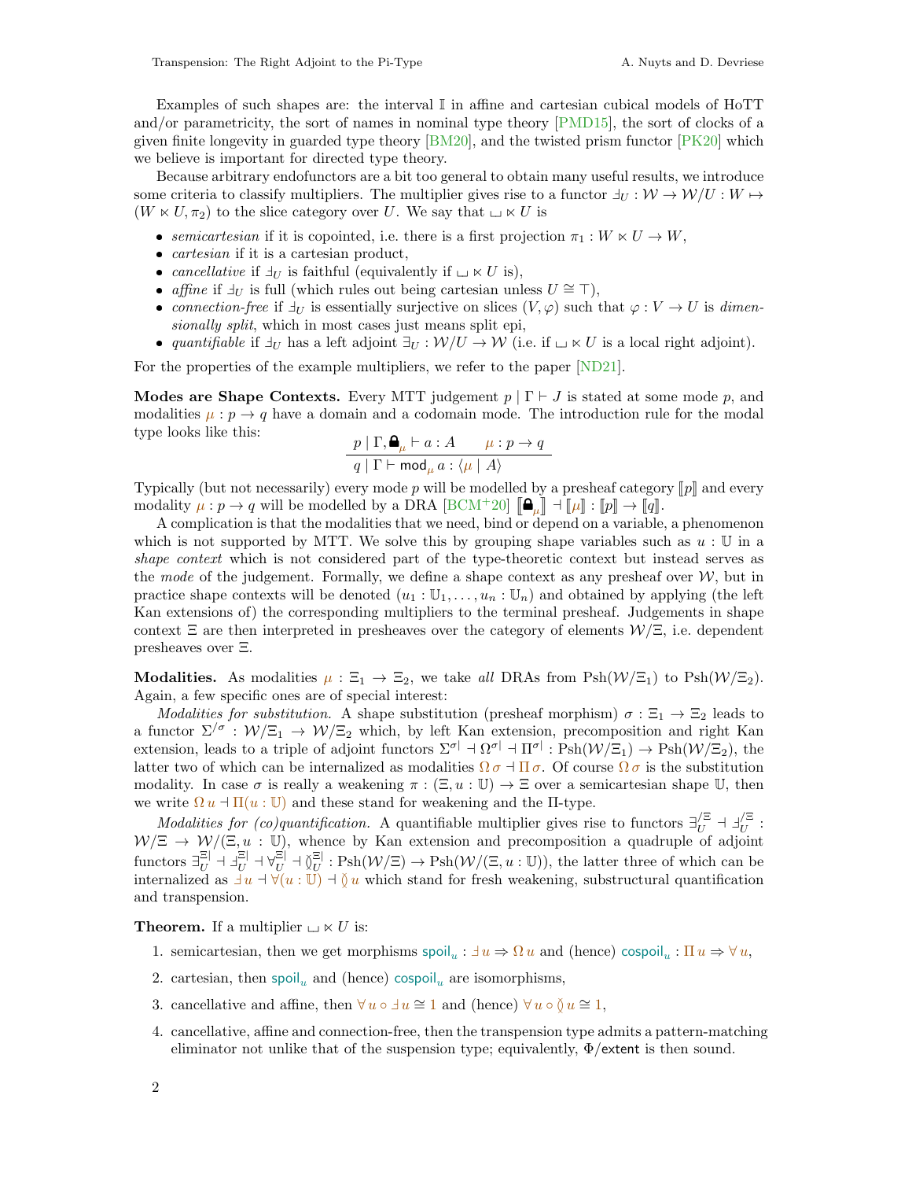Examples of such shapes are: the interval $\mathbb{I}$ in affine and cartesian cubical models of HoTT and/or parametricity, the sort of names in nominal type theory [PMD15], the sort of clocks of a given finite longevity in guarded type theory [BM20], and the twisted prism functor [PK20] which we believe is important for directed type theory.

Because arbitrary endofunctors are a bit too general to obtain many useful results, we introduce some criteria to classify multipliers. The multiplier gives rise to a functor $\exists_U : \mathcal{W} \to \mathcal{W}/U : W \mapsto (W \ltimes U, \pi_2)$ to the slice category over $U$. We say that $\sqcup \ltimes U$ is

- *semicartesian* if it is copointed, i.e. there is a first projection $\pi_1 : W \ltimes U \to W$,
- *cartesian* if it is a cartesian product,
- *cancellative* if $\exists_U$ is faithful (equivalently if $\sqcup \ltimes U$ is),
- *affine* if $\exists_U$ is full (which rules out being cartesian unless $U \cong \top$),
- *connection-free* if $\exists_U$ is essentially surjective on slices $(V, \varphi)$ such that $\varphi : V \to U$ is *dimensionally split*, which in most cases just means split epi,
- *quantifiable* if $\exists_U$ has a left adjoint $\exists_U : \mathcal{W}/U \to \mathcal{W}$ (i.e. if $\sqcup \ltimes U$ is a local right adjoint).

For the properties of the example multipliers, we refer to the paper [ND21].

**Modes are Shape Contexts.** Every MTT judgement $p \mid \Gamma \vdash J$ is stated at some mode $p$, and modalities $\mu : p \to q$ have a domain and a codomain mode. The introduction rule for the modal type looks like this:

$$\frac{p \mid \Gamma, \text{🔒}_\mu \vdash a : A \qquad \mu : p \to q}{q \mid \Gamma \vdash \mathsf{mod}_\mu\, a : \langle \mu \mid A \rangle}$$

Typically (but not necessarily) every mode $p$ will be modelled by a presheaf category $[\![p]\!]$ and every modality $\mu : p \to q$ will be modelled by a DRA [BCM+20] $[\![\text{🔒}_\mu]\!] \dashv [\![\mu]\!] : [\![p]\!] \to [\![q]\!]$.

A complication is that the modalities that we need, bind or depend on a variable, a phenomenon which is not supported by MTT. We solve this by grouping shape variables such as $u : \mathbb{U}$ in a *shape context* which is not considered part of the type-theoretic context but instead serves as the *mode* of the judgement. Formally, we define a shape context as any presheaf over $\mathcal{W}$, but in practice shape contexts will be denoted $(u_1 : \mathbb{U}_1, \dots, u_n : \mathbb{U}_n)$ and obtained by applying (the left Kan extensions of) the corresponding multipliers to the terminal presheaf. Judgements in shape context $\Xi$ are then interpreted in presheaves over the category of elements $\mathcal{W}/\Xi$, i.e. dependent presheaves over $\Xi$.

**Modalities.** As modalities $\mu : \Xi_1 \to \Xi_2$, we take *all* DRAs from $\mathrm{Psh}(\mathcal{W}/\Xi_1)$ to $\mathrm{Psh}(\mathcal{W}/\Xi_2)$. Again, a few specific ones are of special interest:

*Modalities for substitution.* A shape substitution (presheaf morphism) $\sigma : \Xi_1 \to \Xi_2$ leads to a functor $\Sigma^{/\sigma} : \mathcal{W}/\Xi_1 \to \mathcal{W}/\Xi_2$ which, by left Kan extension, precomposition and right Kan extension, leads to a triple of adjoint functors $\Sigma^{\sigma|} \dashv \Omega^{\sigma|} \dashv \Pi^{\sigma|} : \mathrm{Psh}(\mathcal{W}/\Xi_1) \to \mathrm{Psh}(\mathcal{W}/\Xi_2)$, the latter two of which can be internalized as modalities $\Omega\, \sigma \dashv \Pi\, \sigma$. Of course $\Omega\, \sigma$ is the substitution modality. In case $\sigma$ is really a weakening $\pi : (\Xi, u : \mathbb{U}) \to \Xi$ over a semicartesian shape $\mathbb{U}$, then we write $\Omega\, u \dashv \Pi(u : \mathbb{U})$ and these stand for weakening and the $\Pi$-type.

*Modalities for (co)quantification.* A quantifiable multiplier gives rise to functors $\exists_U^{/\Xi} \dashv \exists_U^{/\Xi} : \mathcal{W}/\Xi \to \mathcal{W}/(\Xi, u : \mathbb{U})$, whence by Kan extension and precomposition a quadruple of adjoint functors $\exists_U^{\Xi|} \dashv \exists_U^{\Xi|} \dashv \forall_U^{\Xi|} \dashv \between_U^{\Xi|} : \mathrm{Psh}(\mathcal{W}/\Xi) \to \mathrm{Psh}(\mathcal{W}/(\Xi, u : \mathbb{U}))$, the latter three of which can be internalized as $\exists\, u \dashv \forall(u : \mathbb{U}) \dashv \between\, u$ which stand for fresh weakening, substructural quantification and transpension.

**Theorem.** If a multiplier $\sqcup \ltimes U$ is:

1. semicartesian, then we get morphisms $\mathsf{spoil}_u : \exists\, u \Rightarrow \Omega\, u$ and (hence) $\mathsf{cospoil}_u : \Pi\, u \Rightarrow \forall\, u$,
2. cartesian, then $\mathsf{spoil}_u$ and (hence) $\mathsf{cospoil}_u$ are isomorphisms,
3. cancellative and affine, then $\forall\, u \circ \exists\, u \cong 1$ and (hence) $\forall\, u \circ \between\, u \cong 1$,
4. cancellative, affine and connection-free, then the transpension type admits a pattern-matching eliminator not unlike that of the suspension type; equivalently, $\Phi/\mathsf{extent}$ is then sound.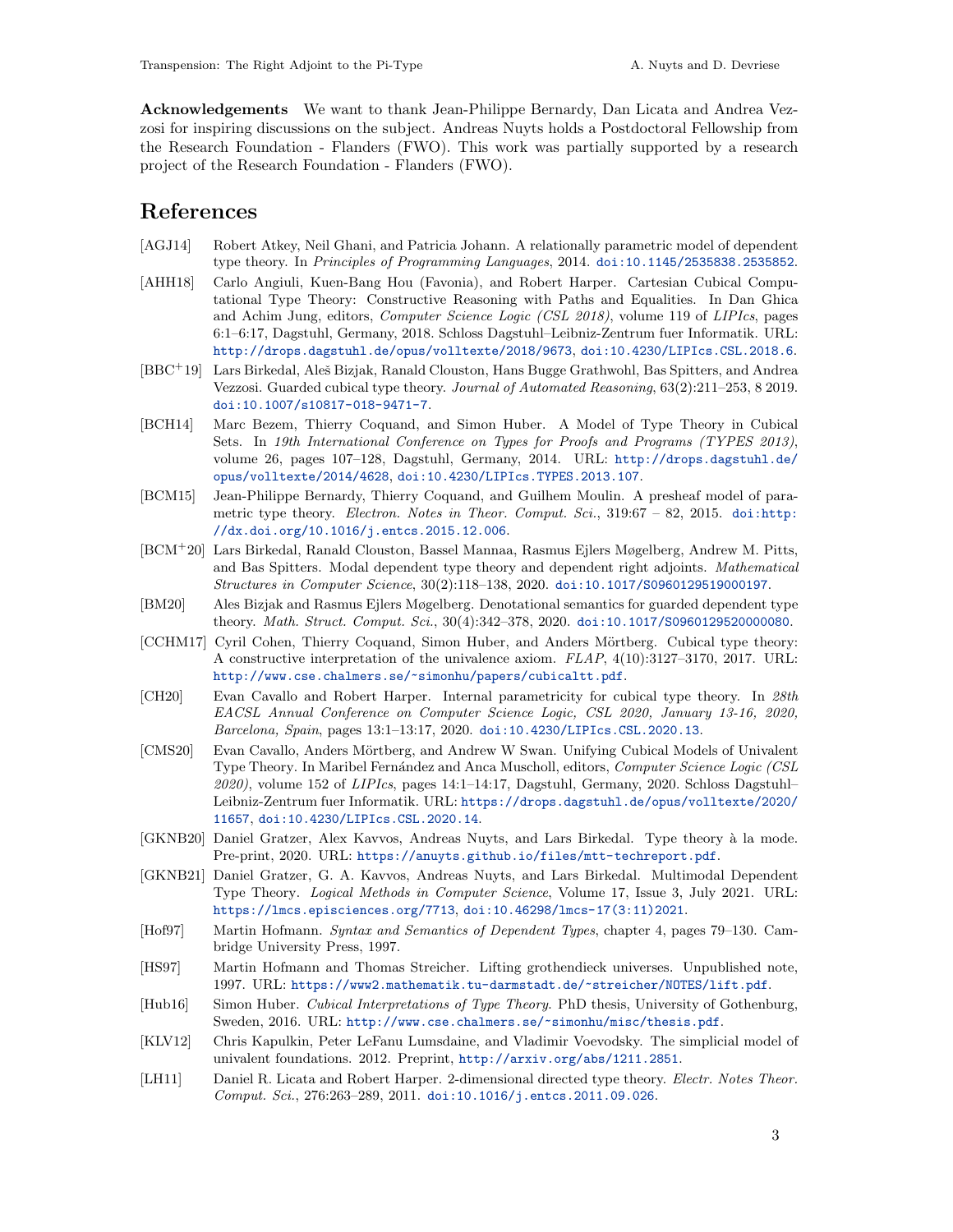**Acknowledgements** We want to thank Jean-Philippe Bernardy, Dan Licata and Andrea Vezzosi for inspiring discussions on the subject. Andreas Nuyts holds a Postdoctoral Fellowship from the Research Foundation - Flanders (FWO). This work was partially supported by a research project of the Research Foundation - Flanders (FWO).

## References

- [AGJ14] Robert Atkey, Neil Ghani, and Patricia Johann. A relationally parametric model of dependent type theory. In *Principles of Programming Languages*, 2014. doi:10.1145/2535838.2535852.
- [AHH18] Carlo Angiuli, Kuen-Bang Hou (Favonia), and Robert Harper. Cartesian Cubical Computational Type Theory: Constructive Reasoning with Paths and Equalities. In Dan Ghica and Achim Jung, editors, *Computer Science Logic (CSL 2018)*, volume 119 of *LIPIcs*, pages 6:1–6:17, Dagstuhl, Germany, 2018. Schloss Dagstuhl–Leibniz-Zentrum fuer Informatik. URL: http://drops.dagstuhl.de/opus/volltexte/2018/9673, doi:10.4230/LIPIcs.CSL.2018.6.
- [BBC+19] Lars Birkedal, Aleš Bizjak, Ranald Clouston, Hans Bugge Grathwohl, Bas Spitters, and Andrea Vezzosi. Guarded cubical type theory. *Journal of Automated Reasoning*, 63(2):211–253, 8 2019. doi:10.1007/s10817-018-9471-7.
- [BCH14] Marc Bezem, Thierry Coquand, and Simon Huber. A Model of Type Theory in Cubical Sets. In *19th International Conference on Types for Proofs and Programs (TYPES 2013)*, volume 26, pages 107–128, Dagstuhl, Germany, 2014. URL: http://drops.dagstuhl.de/opus/volltexte/2014/4628, doi:10.4230/LIPIcs.TYPES.2013.107.
- [BCM15] Jean-Philippe Bernardy, Thierry Coquand, and Guilhem Moulin. A presheaf model of parametric type theory. *Electron. Notes in Theor. Comput. Sci.*, 319:67 – 82, 2015. doi:http://dx.doi.org/10.1016/j.entcs.2015.12.006.
- [BCM+20] Lars Birkedal, Ranald Clouston, Bassel Mannaa, Rasmus Ejlers Møgelberg, Andrew M. Pitts, and Bas Spitters. Modal dependent type theory and dependent right adjoints. *Mathematical Structures in Computer Science*, 30(2):118–138, 2020. doi:10.1017/S0960129519000197.
- [BM20] Ales Bizjak and Rasmus Ejlers Møgelberg. Denotational semantics for guarded dependent type theory. *Math. Struct. Comput. Sci.*, 30(4):342–378, 2020. doi:10.1017/S0960129520000080.
- [CCHM17] Cyril Cohen, Thierry Coquand, Simon Huber, and Anders Mörtberg. Cubical type theory: A constructive interpretation of the univalence axiom. *FLAP*, 4(10):3127–3170, 2017. URL: http://www.cse.chalmers.se/~simonhu/papers/cubicaltt.pdf.
- [CH20] Evan Cavallo and Robert Harper. Internal parametricity for cubical type theory. In *28th EACSL Annual Conference on Computer Science Logic, CSL 2020, January 13-16, 2020, Barcelona, Spain*, pages 13:1–13:17, 2020. doi:10.4230/LIPIcs.CSL.2020.13.
- [CMS20] Evan Cavallo, Anders Mörtberg, and Andrew W Swan. Unifying Cubical Models of Univalent Type Theory. In Maribel Fernández and Anca Muscholl, editors, *Computer Science Logic (CSL 2020)*, volume 152 of *LIPIcs*, pages 14:1–14:17, Dagstuhl, Germany, 2020. Schloss Dagstuhl–Leibniz-Zentrum fuer Informatik. URL: https://drops.dagstuhl.de/opus/volltexte/2020/11657, doi:10.4230/LIPIcs.CSL.2020.14.
- [GKNB20] Daniel Gratzer, Alex Kavvos, Andreas Nuyts, and Lars Birkedal. Type theory à la mode. Pre-print, 2020. URL: https://anuyts.github.io/files/mtt-techreport.pdf.
- [GKNB21] Daniel Gratzer, G. A. Kavvos, Andreas Nuyts, and Lars Birkedal. Multimodal Dependent Type Theory. *Logical Methods in Computer Science*, Volume 17, Issue 3, July 2021. URL: https://lmcs.episciences.org/7713, doi:10.46298/lmcs-17(3:11)2021.
- [Hof97] Martin Hofmann. *Syntax and Semantics of Dependent Types*, chapter 4, pages 79–130. Cambridge University Press, 1997.
- [HS97] Martin Hofmann and Thomas Streicher. Lifting grothendieck universes. Unpublished note, 1997. URL: https://www2.mathematik.tu-darmstadt.de/~streicher/NOTES/lift.pdf.
- [Hub16] Simon Huber. *Cubical Interpretations of Type Theory*. PhD thesis, University of Gothenburg, Sweden, 2016. URL: http://www.cse.chalmers.se/~simonhu/misc/thesis.pdf.
- [KLV12] Chris Kapulkin, Peter LeFanu Lumsdaine, and Vladimir Voevodsky. The simplicial model of univalent foundations. 2012. Preprint, http://arxiv.org/abs/1211.2851.
- [LH11] Daniel R. Licata and Robert Harper. 2-dimensional directed type theory. *Electr. Notes Theor. Comput. Sci.*, 276:263–289, 2011. doi:10.1016/j.entcs.2011.09.026.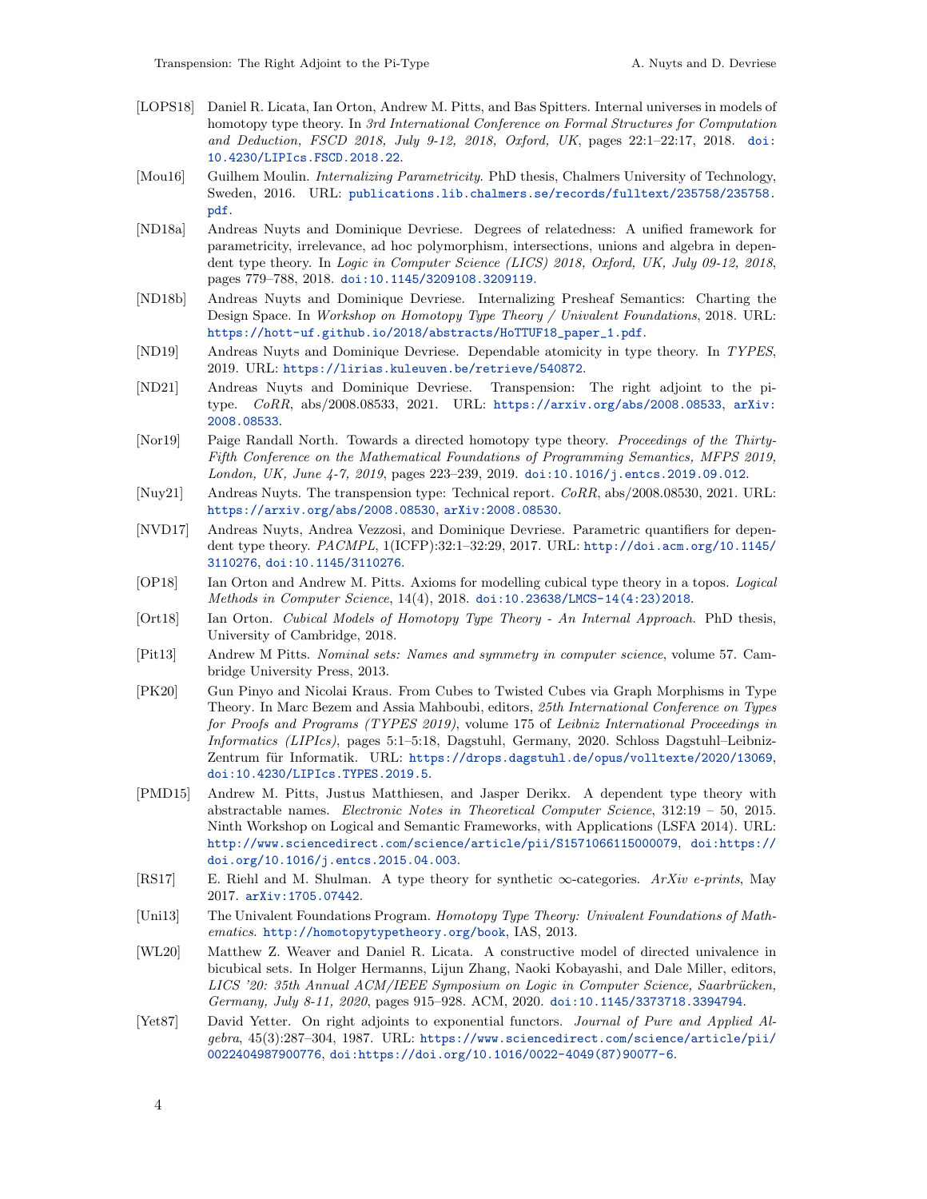[LOPS18] Daniel R. Licata, Ian Orton, Andrew M. Pitts, and Bas Spitters. Internal universes in models of homotopy type theory. In *3rd International Conference on Formal Structures for Computation and Deduction, FSCD 2018, July 9-12, 2018, Oxford, UK*, pages 22:1–22:17, 2018. doi:10.4230/LIPIcs.FSCD.2018.22.

[Mou16] Guilhem Moulin. *Internalizing Parametricity*. PhD thesis, Chalmers University of Technology, Sweden, 2016. URL: publications.lib.chalmers.se/records/fulltext/235758/235758.pdf.

[ND18a] Andreas Nuyts and Dominique Devriese. Degrees of relatedness: A unified framework for parametricity, irrelevance, ad hoc polymorphism, intersections, unions and algebra in dependent type theory. In *Logic in Computer Science (LICS) 2018, Oxford, UK, July 09-12, 2018*, pages 779–788, 2018. doi:10.1145/3209108.3209119.

[ND18b] Andreas Nuyts and Dominique Devriese. Internalizing Presheaf Semantics: Charting the Design Space. In *Workshop on Homotopy Type Theory / Univalent Foundations*, 2018. URL: https://hott-uf.github.io/2018/abstracts/HoTTUF18_paper_1.pdf.

[ND19] Andreas Nuyts and Dominique Devriese. Dependable atomicity in type theory. In *TYPES*, 2019. URL: https://lirias.kuleuven.be/retrieve/540872.

[ND21] Andreas Nuyts and Dominique Devriese. Transpension: The right adjoint to the pi-type. *CoRR*, abs/2008.08533, 2021. URL: https://arxiv.org/abs/2008.08533, arXiv:2008.08533.

[Nor19] Paige Randall North. Towards a directed homotopy type theory. *Proceedings of the Thirty-Fifth Conference on the Mathematical Foundations of Programming Semantics, MFPS 2019, London, UK, June 4-7, 2019*, pages 223–239, 2019. doi:10.1016/j.entcs.2019.09.012.

[Nuy21] Andreas Nuyts. The transpension type: Technical report. *CoRR*, abs/2008.08530, 2021. URL: https://arxiv.org/abs/2008.08530, arXiv:2008.08530.

[NVD17] Andreas Nuyts, Andrea Vezzosi, and Dominique Devriese. Parametric quantifiers for dependent type theory. *PACMPL*, 1(ICFP):32:1–32:29, 2017. URL: http://doi.acm.org/10.1145/3110276, doi:10.1145/3110276.

[OP18] Ian Orton and Andrew M. Pitts. Axioms for modelling cubical type theory in a topos. *Logical Methods in Computer Science*, 14(4), 2018. doi:10.23638/LMCS-14(4:23)2018.

[Ort18] Ian Orton. *Cubical Models of Homotopy Type Theory - An Internal Approach*. PhD thesis, University of Cambridge, 2018.

[Pit13] Andrew M Pitts. *Nominal sets: Names and symmetry in computer science*, volume 57. Cambridge University Press, 2013.

[PK20] Gun Pinyo and Nicolai Kraus. From Cubes to Twisted Cubes via Graph Morphisms in Type Theory. In Marc Bezem and Assia Mahboubi, editors, *25th International Conference on Types for Proofs and Programs (TYPES 2019)*, volume 175 of *Leibniz International Proceedings in Informatics (LIPIcs)*, pages 5:1–5:18, Dagstuhl, Germany, 2020. Schloss Dagstuhl–Leibniz-Zentrum für Informatik. URL: https://drops.dagstuhl.de/opus/volltexte/2020/13069, doi:10.4230/LIPIcs.TYPES.2019.5.

[PMD15] Andrew M. Pitts, Justus Matthiesen, and Jasper Derikx. A dependent type theory with abstractable names. *Electronic Notes in Theoretical Computer Science*, 312:19 – 50, 2015. Ninth Workshop on Logical and Semantic Frameworks, with Applications (LSFA 2014). URL: http://www.sciencedirect.com/science/article/pii/S1571066115000079, doi:https://doi.org/10.1016/j.entcs.2015.04.003.

[RS17] E. Riehl and M. Shulman. A type theory for synthetic $\infty$-categories. *ArXiv e-prints*, May 2017. arXiv:1705.07442.

[Uni13] The Univalent Foundations Program. *Homotopy Type Theory: Univalent Foundations of Mathematics*. http://homotopytypetheory.org/book, IAS, 2013.

[WL20] Matthew Z. Weaver and Daniel R. Licata. A constructive model of directed univalence in bicubical sets. In Holger Hermanns, Lijun Zhang, Naoki Kobayashi, and Dale Miller, editors, *LICS '20: 35th Annual ACM/IEEE Symposium on Logic in Computer Science, Saarbrücken, Germany, July 8-11, 2020*, pages 915–928. ACM, 2020. doi:10.1145/3373718.3394794.

[Yet87] David Yetter. On right adjoints to exponential functors. *Journal of Pure and Applied Algebra*, 45(3):287–304, 1987. URL: https://www.sciencedirect.com/science/article/pii/0022404987900776, doi:https://doi.org/10.1016/0022-4049(87)90077-6.